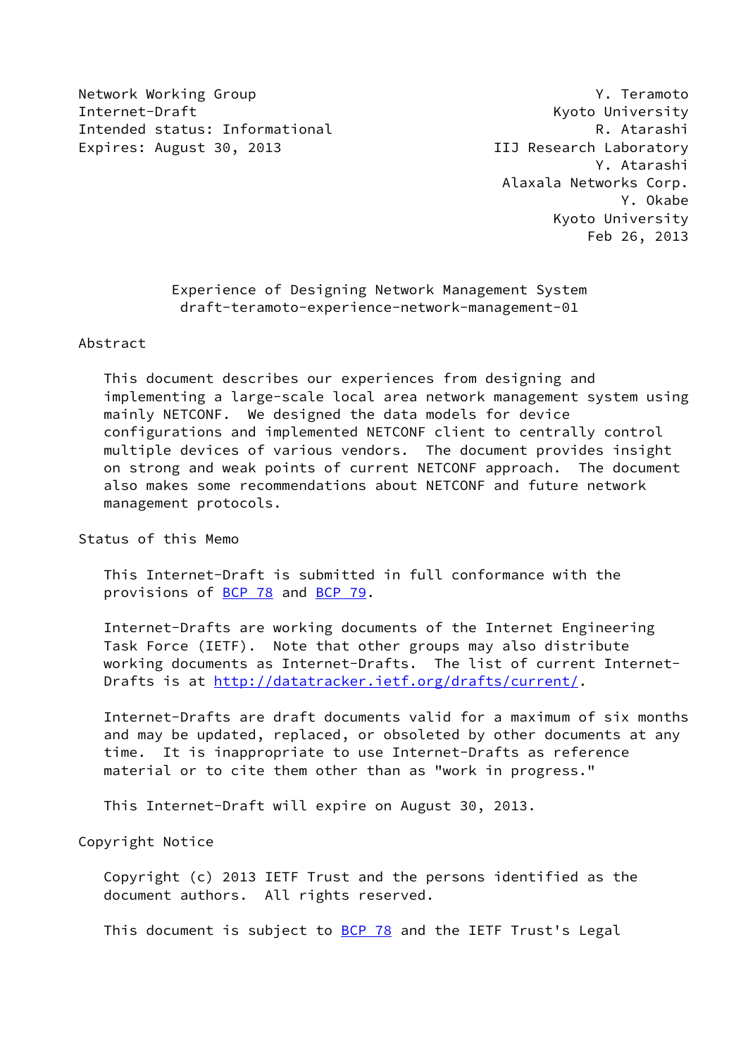Network Working Group Y. Teramoto
Internet-Draft Kyoto University
Intended status: Informational R. Atarashi
Expires: August 30, 2013 IIJ Research Laboratory
Y. Atarashi
Alaxala Networks Corp.
Y. Okabe
Kyoto University
Feb 26, 2013

# Experience of Designing Network Management System
draft-teramoto-experience-network-management-01

## Abstract

This document describes our experiences from designing and implementing a large-scale local area network management system using mainly NETCONF. We designed the data models for device configurations and implemented NETCONF client to centrally control multiple devices of various vendors. The document provides insight on strong and weak points of current NETCONF approach. The document also makes some recommendations about NETCONF and future network management protocols.

## Status of this Memo

This Internet-Draft is submitted in full conformance with the provisions of BCP 78 and BCP 79.

Internet-Drafts are working documents of the Internet Engineering Task Force (IETF). Note that other groups may also distribute working documents as Internet-Drafts. The list of current Internet-Drafts is at http://datatracker.ietf.org/drafts/current/.

Internet-Drafts are draft documents valid for a maximum of six months and may be updated, replaced, or obsoleted by other documents at any time. It is inappropriate to use Internet-Drafts as reference material or to cite them other than as "work in progress."

This Internet-Draft will expire on August 30, 2013.

## Copyright Notice

Copyright (c) 2013 IETF Trust and the persons identified as the document authors. All rights reserved.

This document is subject to BCP 78 and the IETF Trust's Legal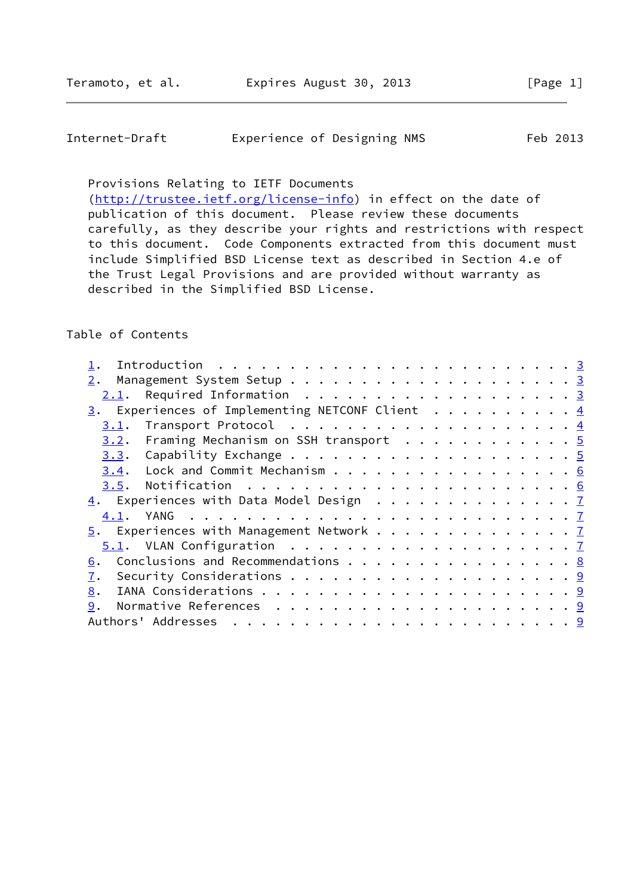Provisions Relating to IETF Documents
(http://trustee.ietf.org/license-info) in effect on the date of
publication of this document. Please review these documents
carefully, as they describe your rights and restrictions with respect
to this document. Code Components extracted from this document must
include Simplified BSD License text as described in Section 4.e of
the Trust Legal Provisions and are provided without warranty as
described in the Simplified BSD License.

## Table of Contents

```
   1.  Introduction . . . . . . . . . . . . . . . . . . . . . . . . . 3
   2.  Management System Setup . . . . . . . . . . . . . . . . . . . . 3
     2.1.  Required Information  . . . . . . . . . . . . . . . . . . . 3
   3.  Experiences of Implementing NETCONF Client  . . . . . . . . . . 4
     3.1.  Transport Protocol  . . . . . . . . . . . . . . . . . . . . 4
     3.2.  Framing Mechanism on SSH transport  . . . . . . . . . . . . 5
     3.3.  Capability Exchange . . . . . . . . . . . . . . . . . . . . 5
     3.4.  Lock and Commit Mechanism . . . . . . . . . . . . . . . . . 6
     3.5.  Notification  . . . . . . . . . . . . . . . . . . . . . . . 6
   4.  Experiences with Data Model Design  . . . . . . . . . . . . . . 7
     4.1.  YANG  . . . . . . . . . . . . . . . . . . . . . . . . . . . 7
   5.  Experiences with Management Network . . . . . . . . . . . . . . 7
     5.1.  VLAN Configuration  . . . . . . . . . . . . . . . . . . . . 7
   6.  Conclusions and Recommendations . . . . . . . . . . . . . . . . 8
   7.  Security Considerations . . . . . . . . . . . . . . . . . . . . 9
   8.  IANA Considerations . . . . . . . . . . . . . . . . . . . . . . 9
   9.  Normative References  . . . . . . . . . . . . . . . . . . . . . 9
   Authors' Addresses  . . . . . . . . . . . . . . . . . . . . . . . . 9
```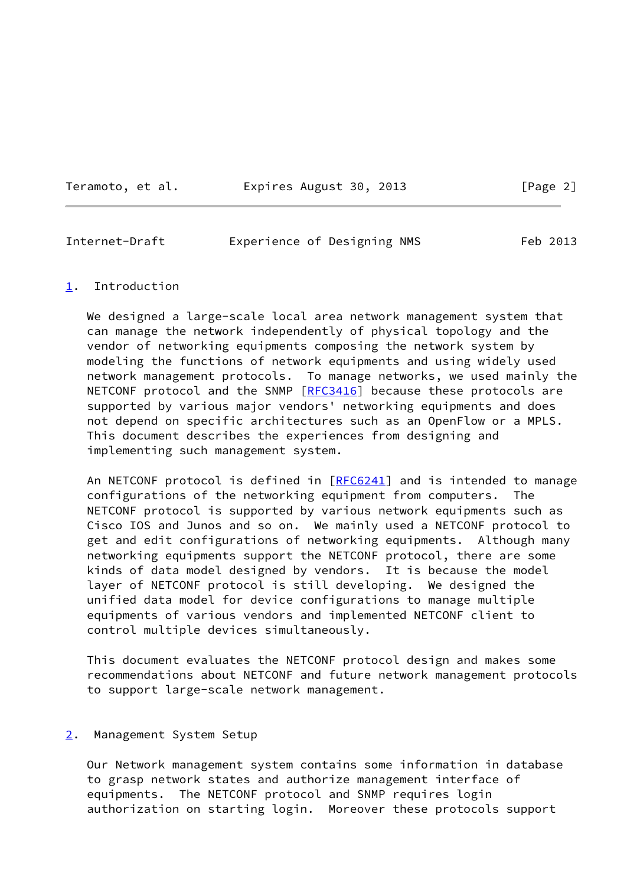## 1. Introduction

We designed a large-scale local area network management system that can manage the network independently of physical topology and the vendor of networking equipments composing the network system by modeling the functions of network equipments and using widely used network management protocols. To manage networks, we used mainly the NETCONF protocol and the SNMP [RFC3416] because these protocols are supported by various major vendors' networking equipments and does not depend on specific architectures such as an OpenFlow or a MPLS. This document describes the experiences from designing and implementing such management system.

An NETCONF protocol is defined in [RFC6241] and is intended to manage configurations of the networking equipment from computers. The NETCONF protocol is supported by various network equipments such as Cisco IOS and Junos and so on. We mainly used a NETCONF protocol to get and edit configurations of networking equipments. Although many networking equipments support the NETCONF protocol, there are some kinds of data model designed by vendors. It is because the model layer of NETCONF protocol is still developing. We designed the unified data model for device configurations to manage multiple equipments of various vendors and implemented NETCONF client to control multiple devices simultaneously.

This document evaluates the NETCONF protocol design and makes some recommendations about NETCONF and future network management protocols to support large-scale network management.

## 2. Management System Setup

Our Network management system contains some information in database to grasp network states and authorize management interface of equipments. The NETCONF protocol and SNMP requires login authorization on starting login. Moreover these protocols support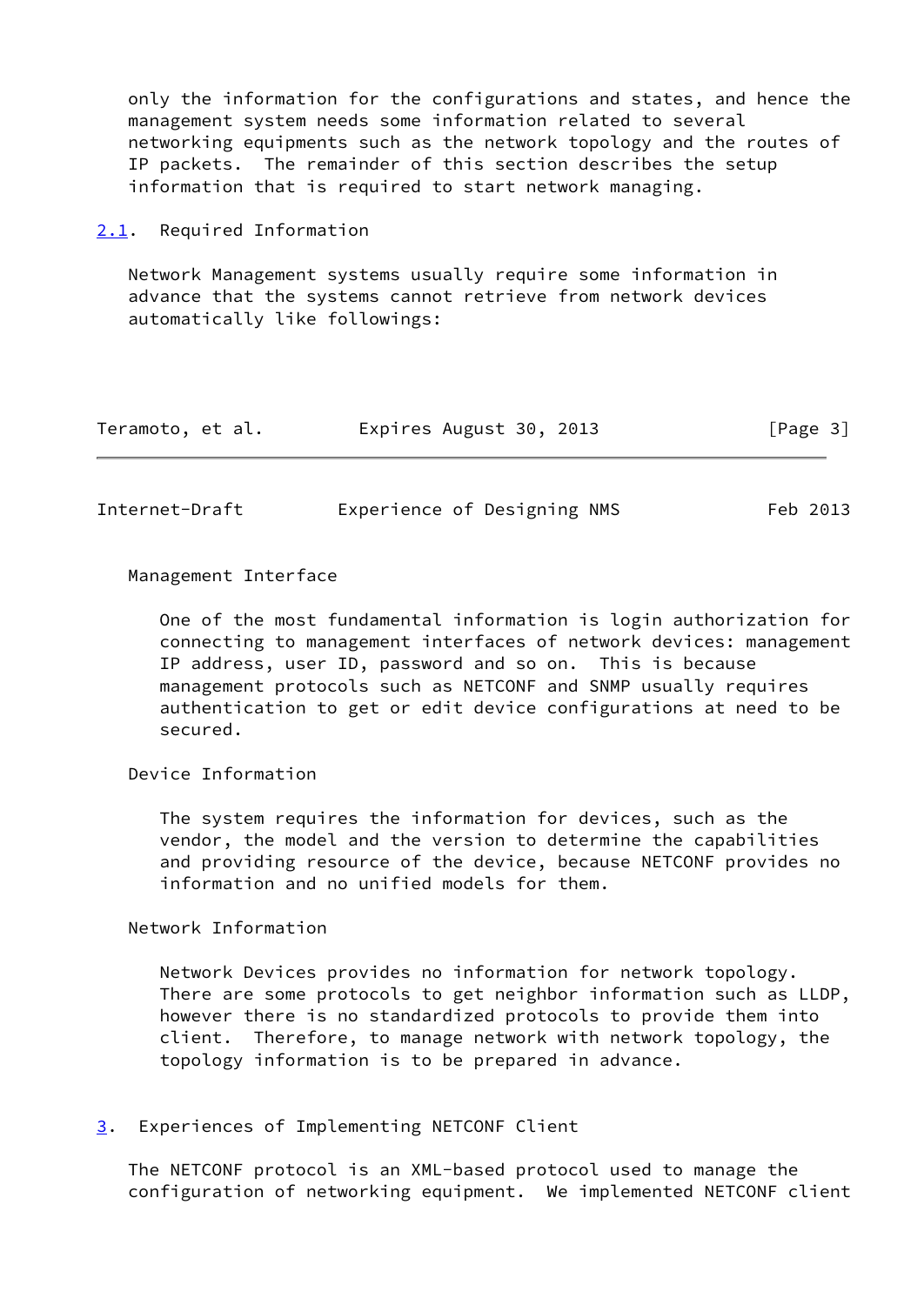only the information for the configurations and states, and hence the management system needs some information related to several networking equipments such as the network topology and the routes of IP packets. The remainder of this section describes the setup information that is required to start network managing.

## 2.1. Required Information

Network Management systems usually require some information in advance that the systems cannot retrieve from network devices automatically like followings:

Management Interface

One of the most fundamental information is login authorization for connecting to management interfaces of network devices: management IP address, user ID, password and so on. This is because management protocols such as NETCONF and SNMP usually requires authentication to get or edit device configurations at need to be secured.

Device Information

The system requires the information for devices, such as the vendor, the model and the version to determine the capabilities and providing resource of the device, because NETCONF provides no information and no unified models for them.

Network Information

Network Devices provides no information for network topology. There are some protocols to get neighbor information such as LLDP, however there is no standardized protocols to provide them into client. Therefore, to manage network with network topology, the topology information is to be prepared in advance.

# 3. Experiences of Implementing NETCONF Client

The NETCONF protocol is an XML-based protocol used to manage the configuration of networking equipment. We implemented NETCONF client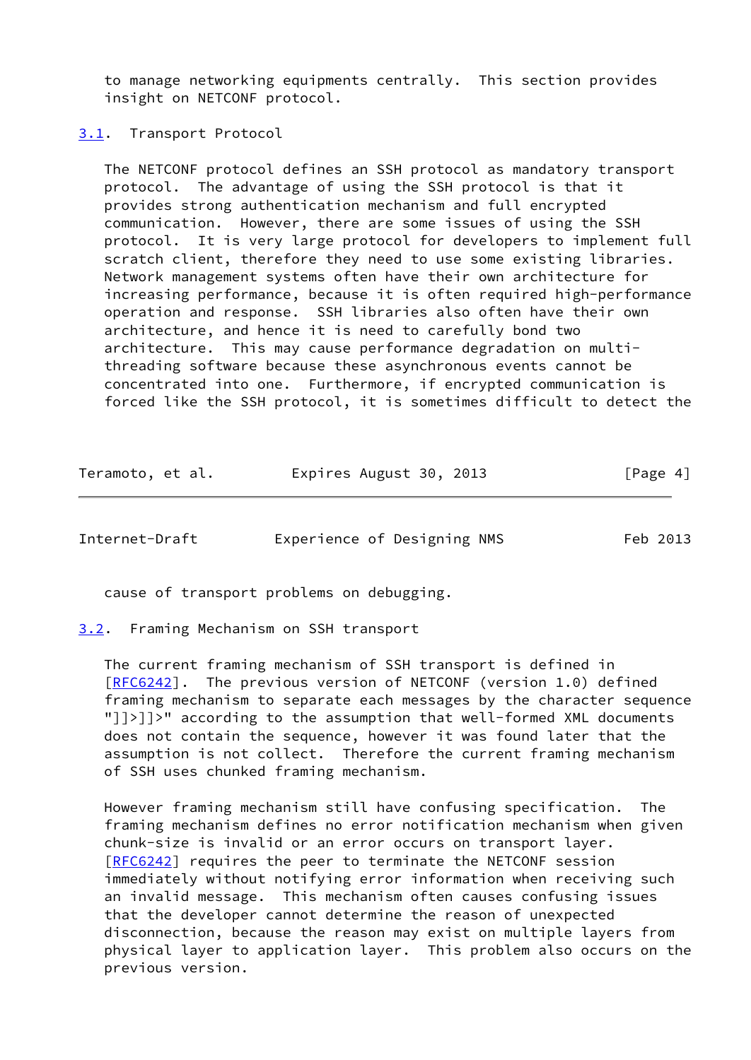to manage networking equipments centrally.  This section provides insight on NETCONF protocol.

### 3.1. Transport Protocol

The NETCONF protocol defines an SSH protocol as mandatory transport protocol.  The advantage of using the SSH protocol is that it provides strong authentication mechanism and full encrypted communication.  However, there are some issues of using the SSH protocol.  It is very large protocol for developers to implement full scratch client, therefore they need to use some existing libraries. Network management systems often have their own architecture for increasing performance, because it is often required high-performance operation and response.  SSH libraries also often have their own architecture, and hence it is need to carefully bond two architecture.  This may cause performance degradation on multi-threading software because these asynchronous events cannot be concentrated into one.  Furthermore, if encrypted communication is forced like the SSH protocol, it is sometimes difficult to detect the cause of transport problems on debugging.

### 3.2. Framing Mechanism on SSH transport

The current framing mechanism of SSH transport is defined in [RFC6242].  The previous version of NETCONF (version 1.0) defined framing mechanism to separate each messages by the character sequence "]]>]]>" according to the assumption that well-formed XML documents does not contain the sequence, however it was found later that the assumption is not collect.  Therefore the current framing mechanism of SSH uses chunked framing mechanism.

However framing mechanism still have confusing specification.  The framing mechanism defines no error notification mechanism when given chunk-size is invalid or an error occurs on transport layer. [RFC6242] requires the peer to terminate the NETCONF session immediately without notifying error information when receiving such an invalid message.  This mechanism often causes confusing issues that the developer cannot determine the reason of unexpected disconnection, because the reason may exist on multiple layers from physical layer to application layer.  This problem also occurs on the previous version.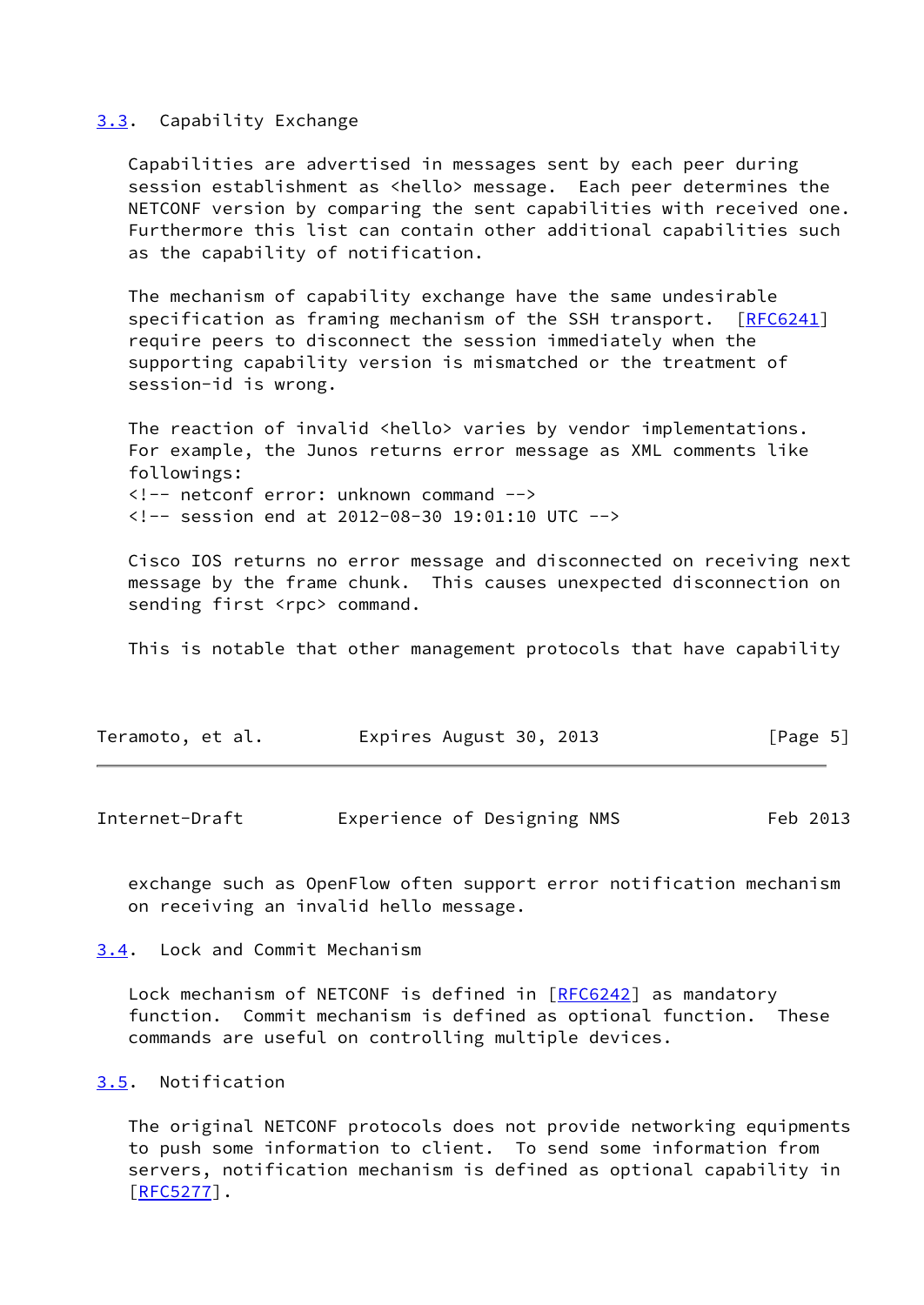### 3.3. Capability Exchange

Capabilities are advertised in messages sent by each peer during session establishment as <hello> message. Each peer determines the NETCONF version by comparing the sent capabilities with received one. Furthermore this list can contain other additional capabilities such as the capability of notification.

The mechanism of capability exchange have the same undesirable specification as framing mechanism of the SSH transport. [RFC6241] require peers to disconnect the session immediately when the supporting capability version is mismatched or the treatment of session-id is wrong.

The reaction of invalid <hello> varies by vendor implementations. For example, the Junos returns error message as XML comments like followings:

```
<!-- netconf error: unknown command -->
<!-- session end at 2012-08-30 19:01:10 UTC -->
```

Cisco IOS returns no error message and disconnected on receiving next message by the frame chunk. This causes unexpected disconnection on sending first <rpc> command.

This is notable that other management protocols that have capability exchange such as OpenFlow often support error notification mechanism on receiving an invalid hello message.

### 3.4. Lock and Commit Mechanism

Lock mechanism of NETCONF is defined in [RFC6242] as mandatory function. Commit mechanism is defined as optional function. These commands are useful on controlling multiple devices.

### 3.5. Notification

The original NETCONF protocols does not provide networking equipments to push some information to client. To send some information from servers, notification mechanism is defined as optional capability in [RFC5277].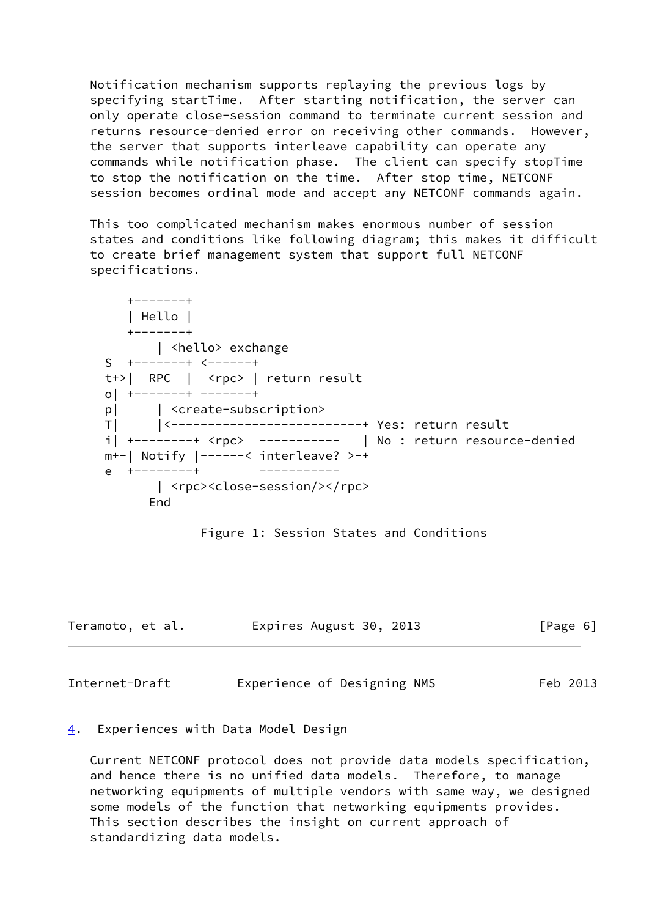Notification mechanism supports replaying the previous logs by specifying startTime. After starting notification, the server can only operate close-session command to terminate current session and returns resource-denied error on receiving other commands. However, the server that supports interleave capability can operate any commands while notification phase. The client can specify stopTime to stop the notification on the time. After stop time, NETCONF session becomes ordinal mode and accept any NETCONF commands again.

This too complicated mechanism makes enormous number of session states and conditions like following diagram; this makes it difficult to create brief management system that support full NETCONF specifications.

```
      +-------+
      | Hello |
      +-------+
          | <hello> exchange
   S  +-------+ <------+
   t+>|  RPC  |  <rpc> | return result
   o| +-------+ -------+
   p|     | <create-subscription>
   T|     |<-------------------------+ Yes: return result
   i| +--------+ <rpc>  -----------   | No : return resource-denied
   m+-| Notify |------< interleave? >-+
   e  +--------+        -----------
          | <rpc><close-session/></rpc>
         End
```

Figure 1: Session States and Conditions

## 4. Experiences with Data Model Design

Current NETCONF protocol does not provide data models specification, and hence there is no unified data models. Therefore, to manage networking equipments of multiple vendors with same way, we designed some models of the function that networking equipments provides. This section describes the insight on current approach of standardizing data models.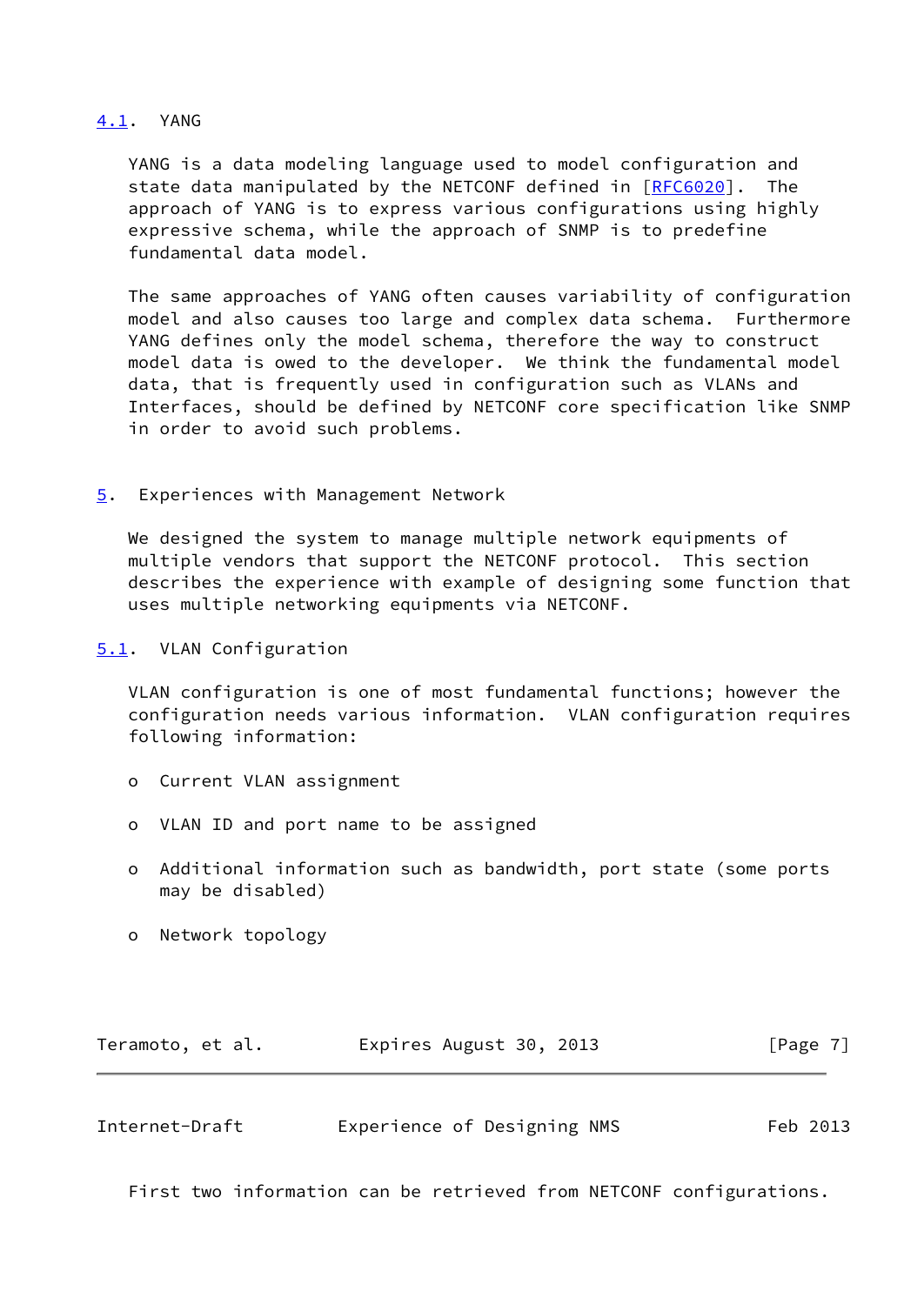### 4.1. YANG

YANG is a data modeling language used to model configuration and state data manipulated by the NETCONF defined in [RFC6020]. The approach of YANG is to express various configurations using highly expressive schema, while the approach of SNMP is to predefine fundamental data model.

The same approaches of YANG often causes variability of configuration model and also causes too large and complex data schema. Furthermore YANG defines only the model schema, therefore the way to construct model data is owed to the developer. We think the fundamental model data, that is frequently used in configuration such as VLANs and Interfaces, should be defined by NETCONF core specification like SNMP in order to avoid such problems.

## 5. Experiences with Management Network

We designed the system to manage multiple network equipments of multiple vendors that support the NETCONF protocol. This section describes the experience with example of designing some function that uses multiple networking equipments via NETCONF.

### 5.1. VLAN Configuration

VLAN configuration is one of most fundamental functions; however the configuration needs various information. VLAN configuration requires following information:

- Current VLAN assignment
- VLAN ID and port name to be assigned
- Additional information such as bandwidth, port state (some ports may be disabled)
- Network topology

First two information can be retrieved from NETCONF configurations.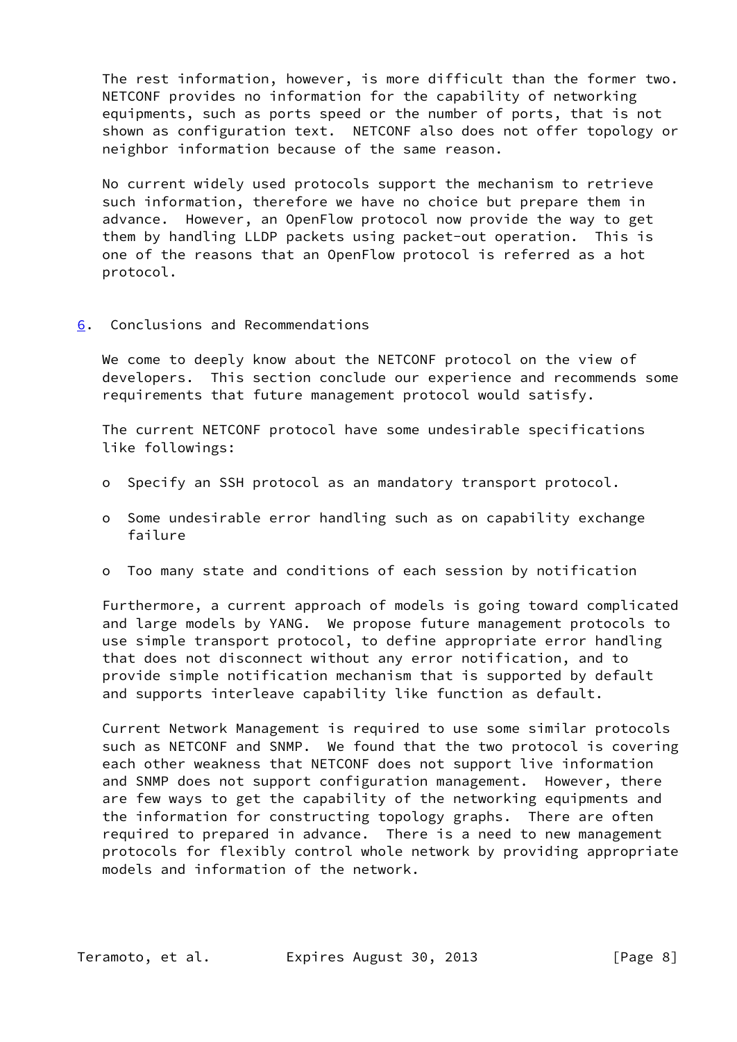The rest information, however, is more difficult than the former two. NETCONF provides no information for the capability of networking equipments, such as ports speed or the number of ports, that is not shown as configuration text. NETCONF also does not offer topology or neighbor information because of the same reason.

No current widely used protocols support the mechanism to retrieve such information, therefore we have no choice but prepare them in advance. However, an OpenFlow protocol now provide the way to get them by handling LLDP packets using packet-out operation. This is one of the reasons that an OpenFlow protocol is referred as a hot protocol.

## 6. Conclusions and Recommendations

We come to deeply know about the NETCONF protocol on the view of developers. This section conclude our experience and recommends some requirements that future management protocol would satisfy.

The current NETCONF protocol have some undesirable specifications like followings:

- Specify an SSH protocol as an mandatory transport protocol.
- Some undesirable error handling such as on capability exchange failure
- Too many state and conditions of each session by notification

Furthermore, a current approach of models is going toward complicated and large models by YANG. We propose future management protocols to use simple transport protocol, to define appropriate error handling that does not disconnect without any error notification, and to provide simple notification mechanism that is supported by default and supports interleave capability like function as default.

Current Network Management is required to use some similar protocols such as NETCONF and SNMP. We found that the two protocol is covering each other weakness that NETCONF does not support live information and SNMP does not support configuration management. However, there are few ways to get the capability of the networking equipments and the information for constructing topology graphs. There are often required to prepared in advance. There is a need to new management protocols for flexibly control whole network by providing appropriate models and information of the network.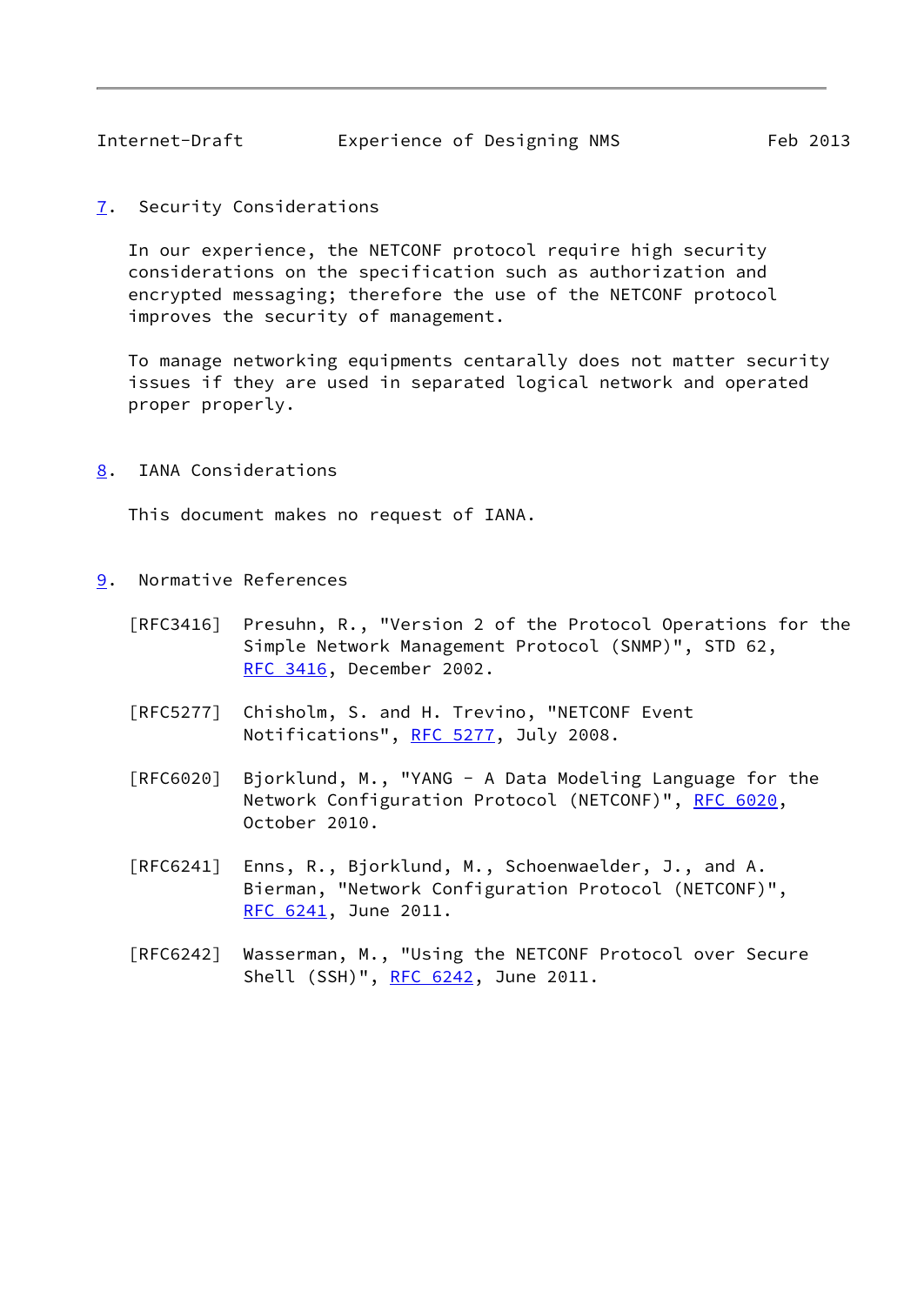## 7. Security Considerations

In our experience, the NETCONF protocol require high security considerations on the specification such as authorization and encrypted messaging; therefore the use of the NETCONF protocol improves the security of management.

To manage networking equipments centarally does not matter security issues if they are used in separated logical network and operated proper properly.

## 8. IANA Considerations

This document makes no request of IANA.

## 9. Normative References

[RFC3416] Presuhn, R., "Version 2 of the Protocol Operations for the Simple Network Management Protocol (SNMP)", STD 62, RFC 3416, December 2002.

[RFC5277] Chisholm, S. and H. Trevino, "NETCONF Event Notifications", RFC 5277, July 2008.

[RFC6020] Bjorklund, M., "YANG - A Data Modeling Language for the Network Configuration Protocol (NETCONF)", RFC 6020, October 2010.

[RFC6241] Enns, R., Bjorklund, M., Schoenwaelder, J., and A. Bierman, "Network Configuration Protocol (NETCONF)", RFC 6241, June 2011.

[RFC6242] Wasserman, M., "Using the NETCONF Protocol over Secure Shell (SSH)", RFC 6242, June 2011.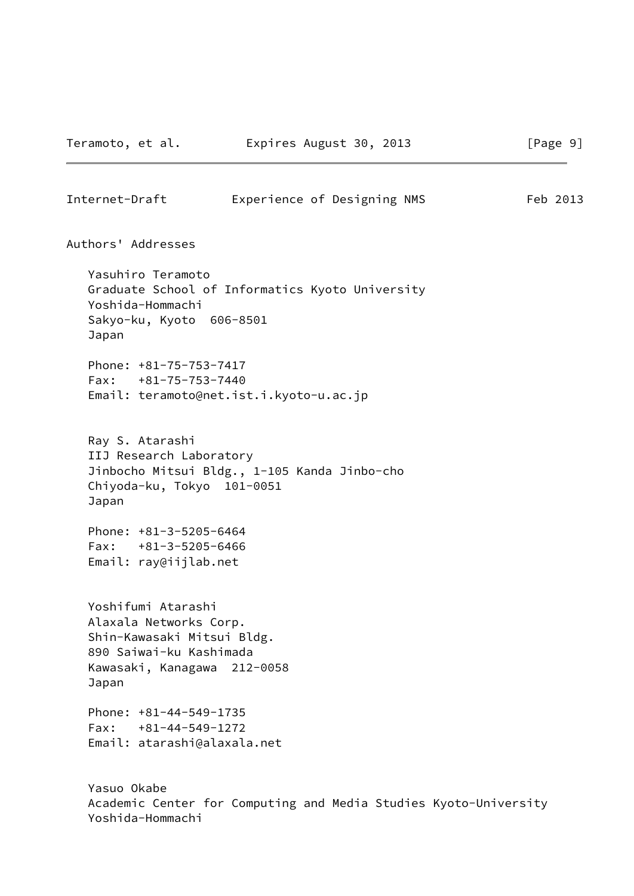## Authors' Addresses

Yasuhiro Teramoto
Graduate School of Informatics Kyoto University
Yoshida-Hommachi
Sakyo-ku, Kyoto  606-8501
Japan

Phone: +81-75-753-7417
Fax:   +81-75-753-7440
Email: teramoto@net.ist.i.kyoto-u.ac.jp

Ray S. Atarashi
IIJ Research Laboratory
Jinbocho Mitsui Bldg., 1-105 Kanda Jinbo-cho
Chiyoda-ku, Tokyo  101-0051
Japan

Phone: +81-3-5205-6464
Fax:   +81-3-5205-6466
Email: ray@iijlab.net

Yoshifumi Atarashi
Alaxala Networks Corp.
Shin-Kawasaki Mitsui Bldg.
890 Saiwai-ku Kashimada
Kawasaki, Kanagawa  212-0058
Japan

Phone: +81-44-549-1735
Fax:   +81-44-549-1272
Email: atarashi@alaxala.net

Yasuo Okabe
Academic Center for Computing and Media Studies Kyoto-University
Yoshida-Hommachi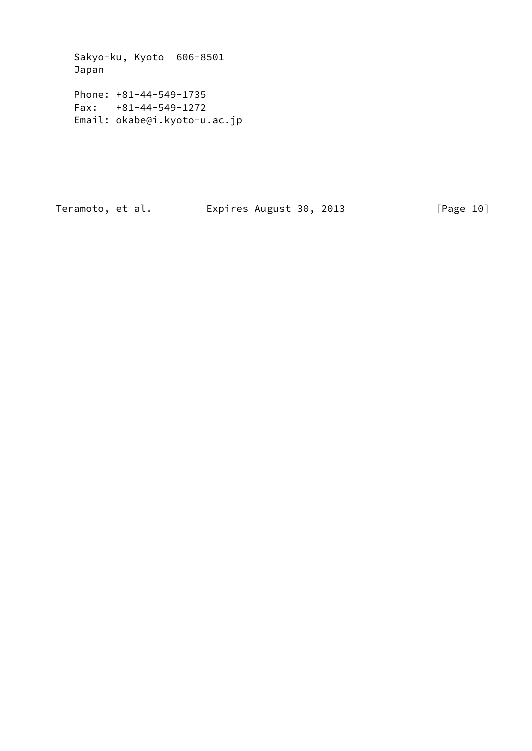Sakyo-ku, Kyoto  606-8501
Japan

Phone: +81-44-549-1735
Fax:   +81-44-549-1272
Email: okabe@i.kyoto-u.ac.jp